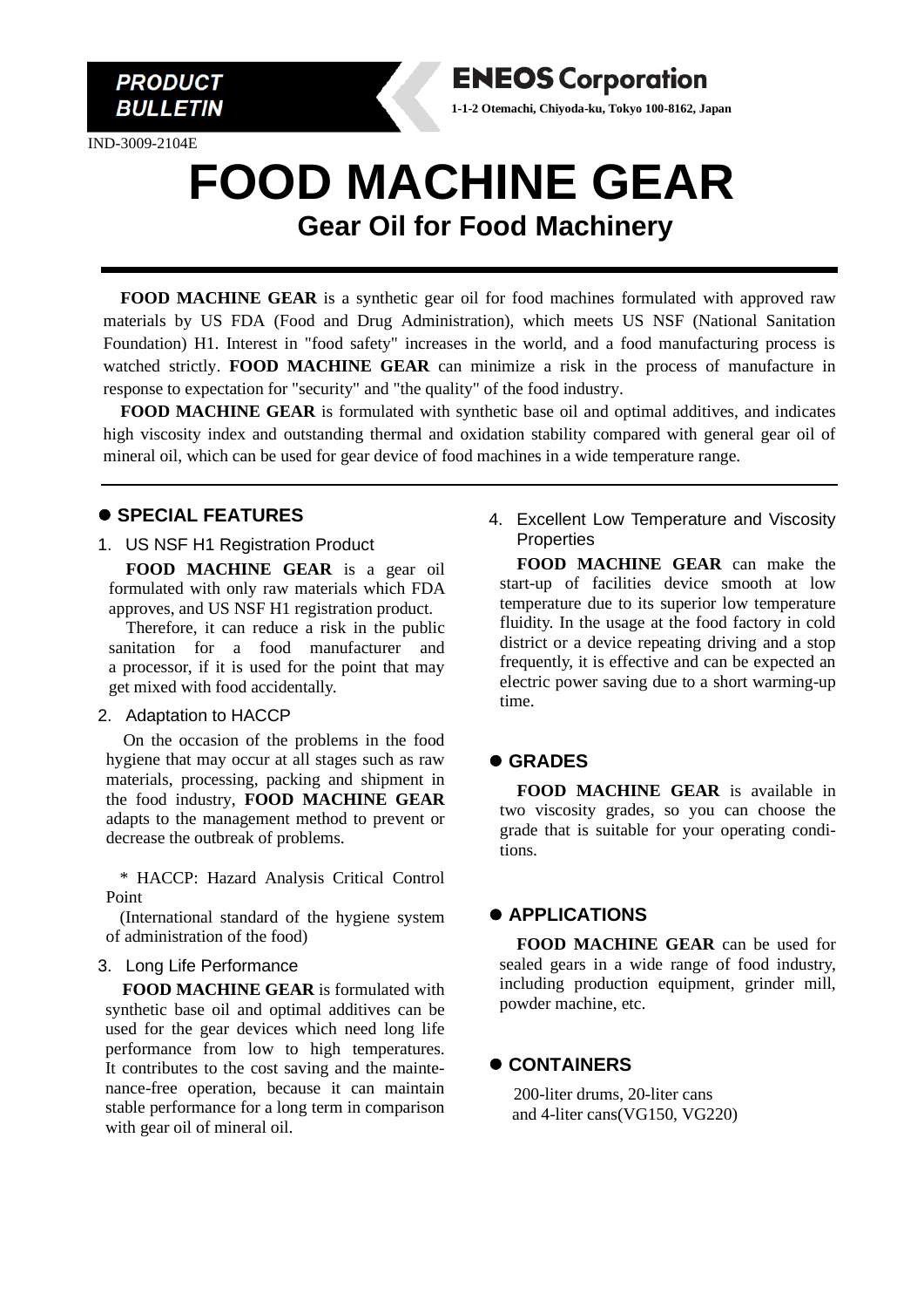**PRODUCT BULLETIN**

**ENEOS Corporation**

**1-1-2 Otemachi, Chiyoda-ku, Tokyo 100-8162, Japan**

IND-3009-2104E

# FOOD MACHINE GEAR

## Gear Oil for Food Machinery

**FOOD MACHINE GEAR** is a synthetic gear oil for food machines formulated with approved raw materials by US FDA (Food and Drug Administration), which meets US NSF (National Sanitation Foundation) H1. Interest in "food safety" increases in the world, and a food manufacturing process is watched strictly. **FOOD MACHINE GEAR** can minimize a risk in the process of manufacture in response to expectation for "security" and "the quality" of the food industry.

**FOOD MACHINE GEAR** is formulated with synthetic base oil and optimal additives, and indicates high viscosity index and outstanding thermal and oxidation stability compared with general gear oil of mineral oil, which can be used for gear device of food machines in a wide temperature range.

## ● SPECIAL FEATURES

### 1. US NSF H1 Registration Product

**FOOD MACHINE GEAR** is a gear oil formulated with only raw materials which FDA approves, and US NSF H1 registration product.

Therefore, it can reduce a risk in the public sanitation for a food manufacturer and a processor, if it is used for the point that may get mixed with food accidentally.

### 2. Adaptation to HACCP

On the occasion of the problems in the food hygiene that may occur at all stages such as raw materials, processing, packing and shipment in the food industry, **FOOD MACHINE GEAR** adapts to the management method to prevent or decrease the outbreak of problems.

* HACCP: Hazard Analysis Critical Control Point

(International standard of the hygiene system of administration of the food)

### 3. Long Life Performance

**FOOD MACHINE GEAR** is formulated with synthetic base oil and optimal additives can be used for the gear devices which need long life performance from low to high temperatures. It contributes to the cost saving and the maintenance-free operation, because it can maintain stable performance for a long term in comparison with gear oil of mineral oil.

### 4. Excellent Low Temperature and Viscosity Properties

**FOOD MACHINE GEAR** can make the start-up of facilities device smooth at low temperature due to its superior low temperature fluidity. In the usage at the food factory in cold district or a device repeating driving and a stop frequently, it is effective and can be expected an electric power saving due to a short warming-up time.

## ● GRADES

**FOOD MACHINE GEAR** is available in two viscosity grades, so you can choose the grade that is suitable for your operating conditions.

## ● APPLICATIONS

**FOOD MACHINE GEAR** can be used for sealed gears in a wide range of food industry, including production equipment, grinder mill, powder machine, etc.

## ● CONTAINERS

200-liter drums, 20-liter cans
and 4-liter cans(VG150, VG220)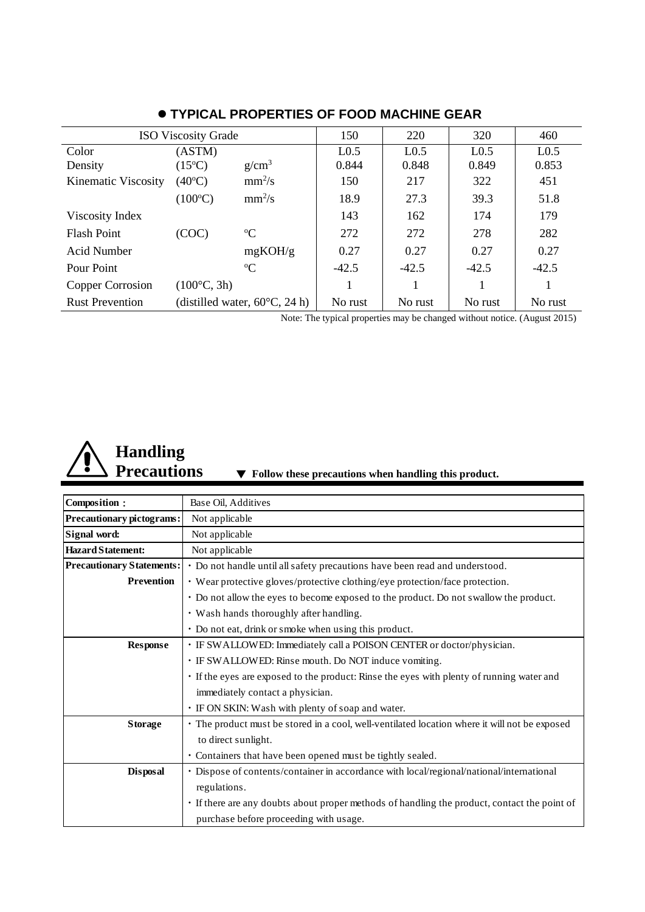## ● TYPICAL PROPERTIES OF FOOD MACHINE GEAR

| ISO Viscosity Grade | | | 150 | 220 | 320 | 460 |
|---|---|---|---|---|---|---|
| Color | (ASTM) | | L0.5 | L0.5 | L0.5 | L0.5 |
| Density | (15ºC) | $g/cm^3$ | 0.844 | 0.848 | 0.849 | 0.853 |
| Kinematic Viscosity | (40ºC) | $mm^2/s$ | 150 | 217 | 322 | 451 |
| | (100ºC) | $mm^2/s$ | 18.9 | 27.3 | 39.3 | 51.8 |
| Viscosity Index | | | 143 | 162 | 174 | 179 |
| Flash Point | (COC) | ºC | 272 | 272 | 278 | 282 |
| Acid Number | | mgKOH/g | 0.27 | 0.27 | 0.27 | 0.27 |
| Pour Point | | ºC | -42.5 | -42.5 | -42.5 | -42.5 |
| Copper Corrosion | (100°C, 3h) | | 1 | 1 | 1 | 1 |
| Rust Prevention | (distilled water, 60°C, 24 h) | | No rust | No rust | No rust | No rust |

Note: The typical properties may be changed without notice. (August 2015)

## Handling Precautions

▼ **Follow these precautions when handling this product.**

| | |
|---|---|
| **Composition：** | Base Oil, Additives |
| **Precautionary pictograms:** | Not applicable |
| **Signal word:** | Not applicable |
| **Hazard Statement:** | Not applicable |
| **Precautionary Statements:** **Prevention** | ・Do not handle until all safety precautions have been read and understood.<br>・Wear protective gloves/protective clothing/eye protection/face protection.<br>・Do not allow the eyes to become exposed to the product. Do not swallow the product.<br>・Wash hands thoroughly after handling.<br>・Do not eat, drink or smoke when using this product. |
| **Response** | ・IF SWALLOWED: Immediately call a POISON CENTER or doctor/physician.<br>・IF SWALLOWED: Rinse mouth. Do NOT induce vomiting.<br>・If the eyes are exposed to the product: Rinse the eyes with plenty of running water and immediately contact a physician.<br>・IF ON SKIN: Wash with plenty of soap and water. |
| **Storage** | ・The product must be stored in a cool, well-ventilated location where it will not be exposed to direct sunlight.<br>・Containers that have been opened must be tightly sealed. |
| **Disposal** | ・Dispose of contents/container in accordance with local/regional/national/international regulations.<br>・If there are any doubts about proper methods of handling the product, contact the point of purchase before proceeding with usage. |